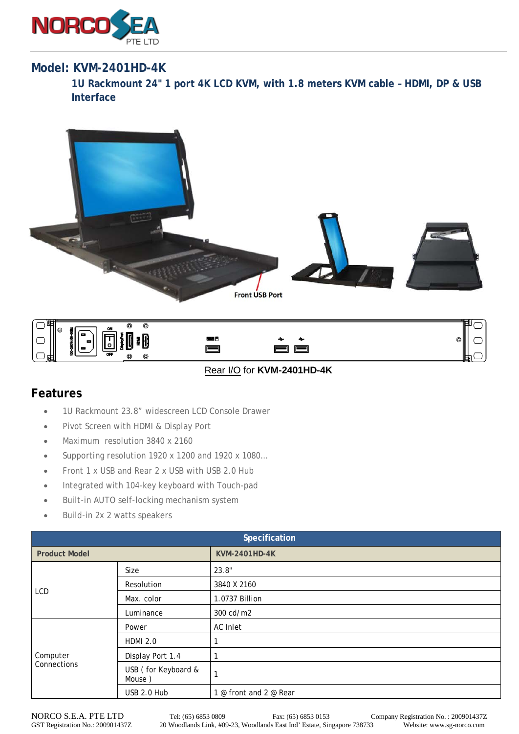## Model: KVM-2401HD-4K

### 1U Rackmount 24" 1 port 4K LCD KVM, with 1.8 meters KVM cable – HDMI, DP & USB Interface

Front USB Port

Rear I/O for **KVM-2401HD-4K**

## Features

- 1U Rackmount 23.8" widescreen LCD Console Drawer
- Pivot Screen with HDMI & Display Port
- Maximum resolution 3840 x 2160
- Supporting resolution 1920 x 1200 and 1920 x 1080…
- Front 1 x USB and Rear 2 x USB with USB 2.0 Hub
- Integrated with 104-key keyboard with Touch-pad
- Built-in AUTO self-locking mechanism system
- Build-in 2x 2 watts speakers

| Specification | | |
|---|---|---|
| **Product Model** | | **KVM-2401HD-4K** |
| LCD | Size | 23.8" |
| | Resolution | 3840 X 2160 |
| | Max. color | 1.0737 Billion |
| | Luminance | 300 cd/m2 |
| Computer Connections | Power | AC Inlet |
| | HDMI 2.0 | 1 |
| | Display Port 1.4 | 1 |
| | USB ( for Keyboard & Mouse ) | 1 |
| | USB 2.0 Hub | 1 @ front and 2 @ Rear |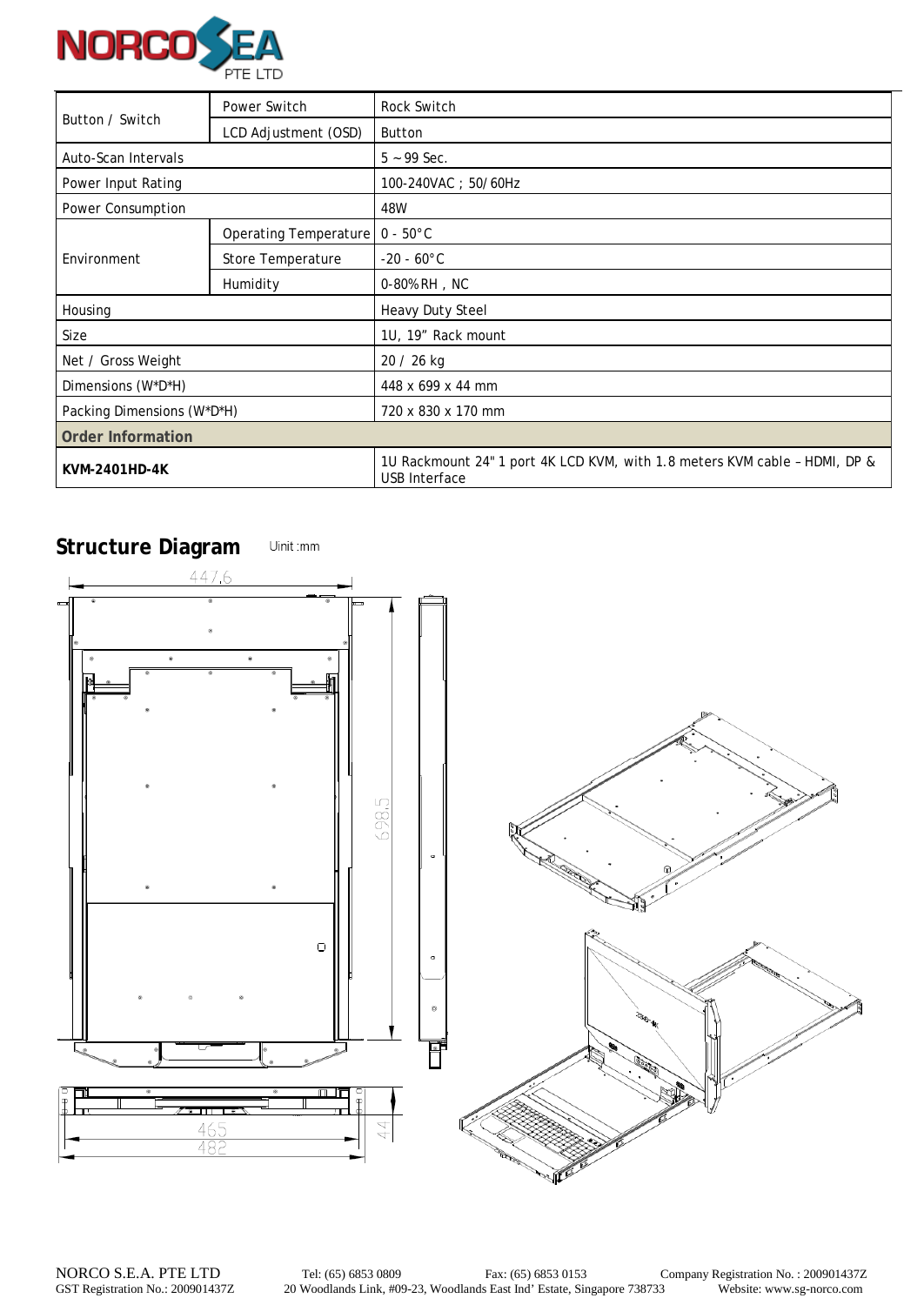| | | |
|---|---|---|
| Button / Switch | Power Switch | Rock Switch |
| | LCD Adjustment (OSD) | Button |
| Auto-Scan Intervals | | 5 ~ 99 Sec. |
| Power Input Rating | | 100-240VAC ; 50/60Hz |
| Power Consumption | | 48W |
| Environment | Operating Temperature | 0 - 50°C |
| | Store Temperature | -20 - 60°C |
| | Humidity | 0-80% RH , NC |
| Housing | | Heavy Duty Steel |
| Size | | 1U, 19" Rack mount |
| Net / Gross Weight | | 20 / 26 kg |
| Dimensions (W*D*H) | | 448 x 699 x 44 mm |
| Packing Dimensions (W*D*H) | | 720 x 830 x 170 mm |
| **Order Information** | | |
| **KVM-2401HD-4K** | | 1U Rackmount 24" 1 port 4K LCD KVM, with 1.8 meters KVM cable – HDMI, DP & USB Interface |

## Structure Diagram

Uinit :mm

447,6

698.5

465

482

44

NORCO S.E.A. PTE LTD Tel: (65) 6853 0809 Fax: (65) 6853 0153 Company Registration No. : 200901437Z
GST Registration No.: 200901437Z 20 Woodlands Link, #09-23, Woodlands East Ind' Estate, Singapore 738733 Website: www.sg-norco.com